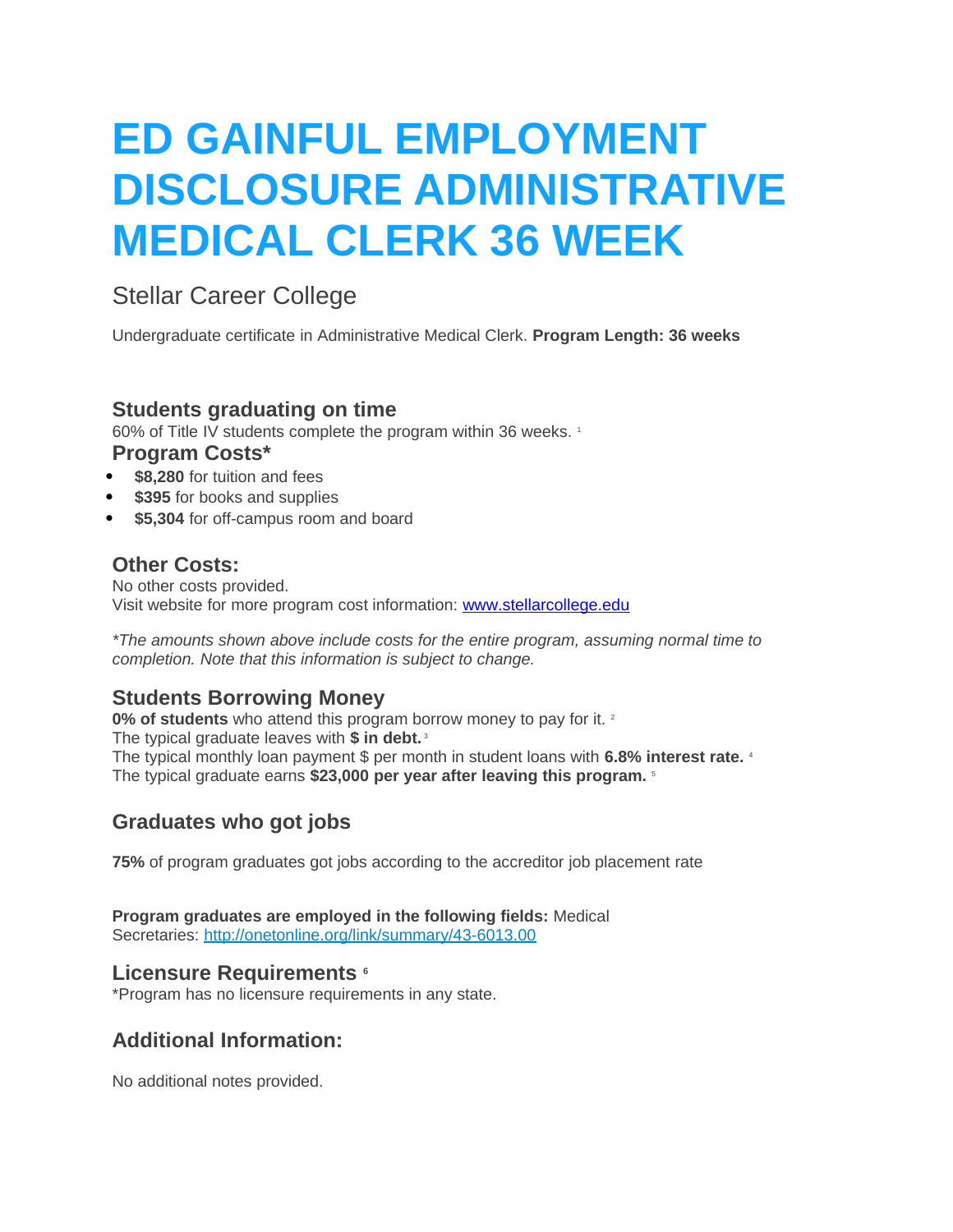# ED GAINFUL EMPLOYMENT DISCLOSURE ADMINISTRATIVE MEDICAL CLERK 36 WEEK

## Stellar Career College

Undergraduate certificate in Administrative Medical Clerk. **Program Length: 36 weeks**

### Students graduating on time

60% of Title IV students complete the program within 36 weeks. [1]

### Program Costs*

- **$8,280** for tuition and fees
- **$395** for books and supplies
- **$5,304** for off-campus room and board

### Other Costs:

No other costs provided.
Visit website for more program cost information: [www.stellarcollege.edu](www.stellarcollege.edu)

*\*The amounts shown above include costs for the entire program, assuming normal time to completion. Note that this information is subject to change.*

### Students Borrowing Money

**0% of students** who attend this program borrow money to pay for it. [2]
The typical graduate leaves with **$ in debt.** [3]
The typical monthly loan payment $ per month in student loans with **6.8% interest rate.** [4]
The typical graduate earns **$23,000 per year after leaving this program.** [5]

### Graduates who got jobs

**75%** of program graduates got jobs according to the accreditor job placement rate

**Program graduates are employed in the following fields:** Medical Secretaries: [http://onetonline.org/link/summary/43-6013.00](http://onetonline.org/link/summary/43-6013.00)

### Licensure Requirements [6]

*Program has no licensure requirements in any state.

### Additional Information:

No additional notes provided.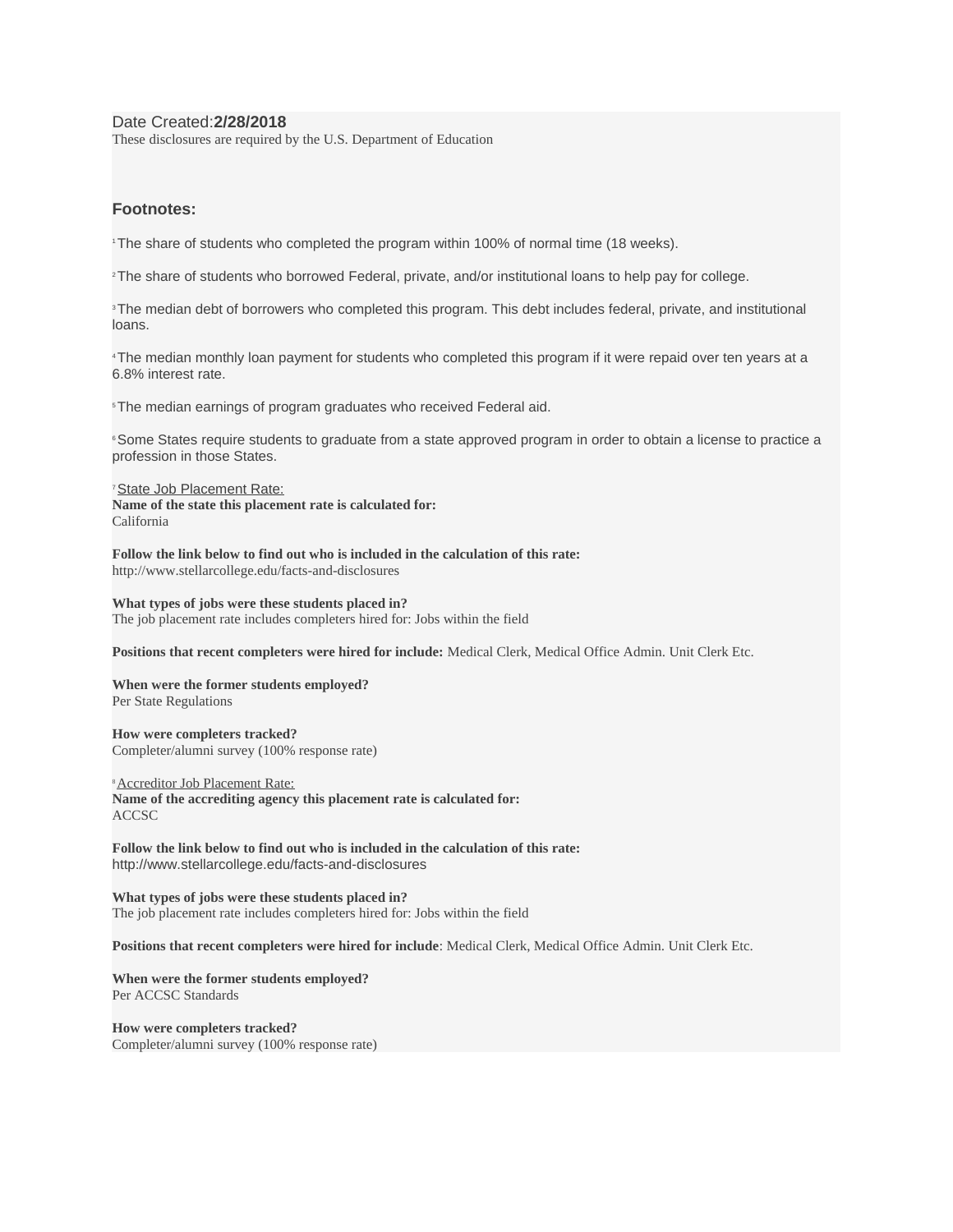Date Created:**2/28/2018**

These disclosures are required by the U.S. Department of Education

## Footnotes:

[1] The share of students who completed the program within 100% of normal time (18 weeks).

[2] The share of students who borrowed Federal, private, and/or institutional loans to help pay for college.

[3] The median debt of borrowers who completed this program. This debt includes federal, private, and institutional loans.

[4] The median monthly loan payment for students who completed this program if it were repaid over ten years at a 6.8% interest rate.

[5] The median earnings of program graduates who received Federal aid.

[6] Some States require students to graduate from a state approved program in order to obtain a license to practice a profession in those States.

[7] State Job Placement Rate:

**Name of the state this placement rate is calculated for:**
California

**Follow the link below to find out who is included in the calculation of this rate:**
http://www.stellarcollege.edu/facts-and-disclosures

**What types of jobs were these students placed in?**
The job placement rate includes completers hired for: Jobs within the field

**Positions that recent completers were hired for include:** Medical Clerk, Medical Office Admin. Unit Clerk Etc.

**When were the former students employed?**
Per State Regulations

**How were completers tracked?**
Completer/alumni survey (100% response rate)

[8] Accreditor Job Placement Rate:

**Name of the accrediting agency this placement rate is calculated for:**
ACCSC

**Follow the link below to find out who is included in the calculation of this rate:**
http://www.stellarcollege.edu/facts-and-disclosures

**What types of jobs were these students placed in?**
The job placement rate includes completers hired for: Jobs within the field

**Positions that recent completers were hired for include**: Medical Clerk, Medical Office Admin. Unit Clerk Etc.

**When were the former students employed?**
Per ACCSC Standards

**How were completers tracked?**
Completer/alumni survey (100% response rate)